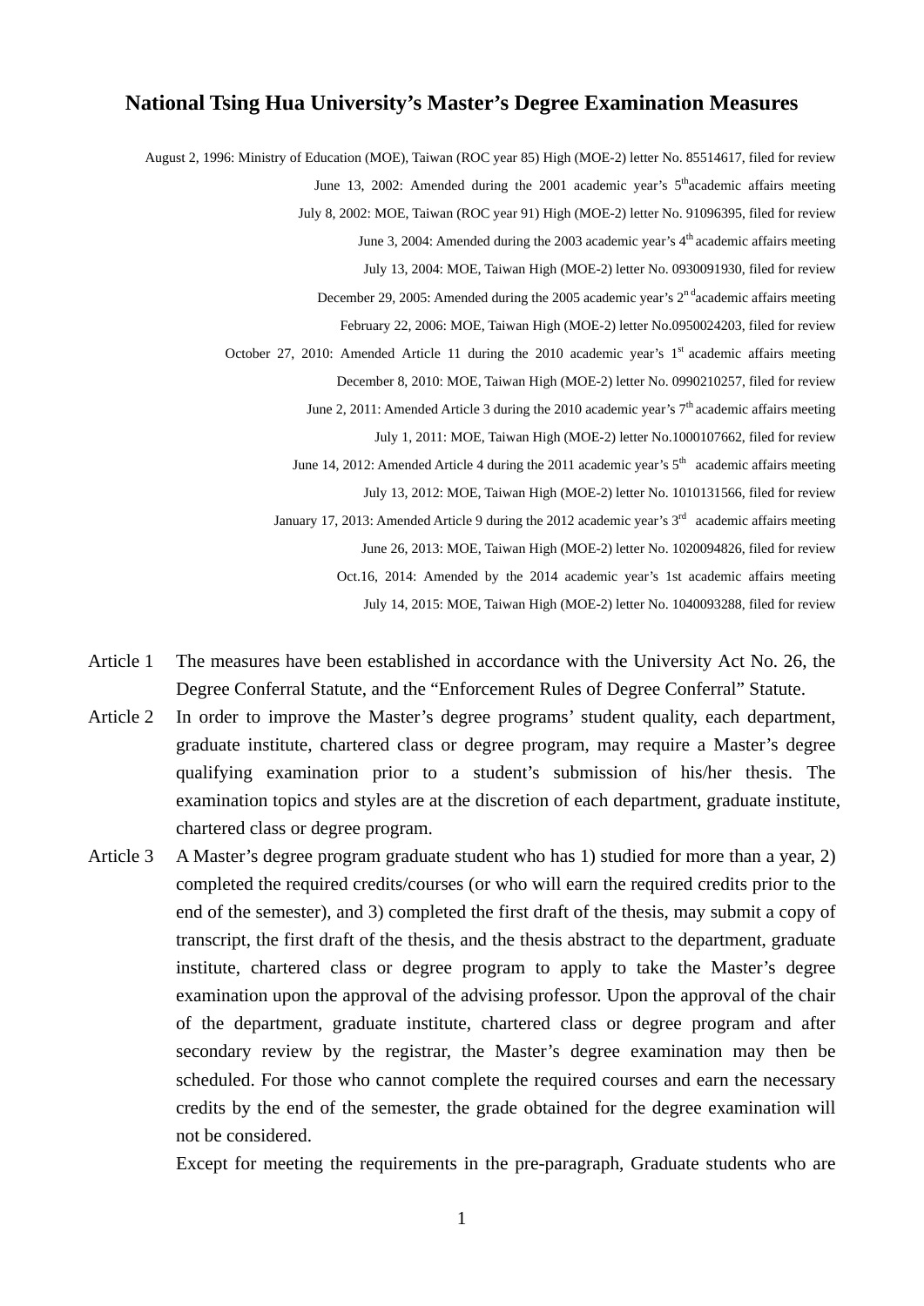# National Tsing Hua University's Master's Degree Examination Measures

August 2, 1996: Ministry of Education (MOE), Taiwan (ROC year 85) High (MOE-2) letter No. 85514617, filed for review

June 13, 2002: Amended during the 2001 academic year's 5th academic affairs meeting

July 8, 2002: MOE, Taiwan (ROC year 91) High (MOE-2) letter No. 91096395, filed for review

June 3, 2004: Amended during the 2003 academic year's 4th academic affairs meeting

July 13, 2004: MOE, Taiwan High (MOE-2) letter No. 0930091930, filed for review

December 29, 2005: Amended during the 2005 academic year's 2nd academic affairs meeting

February 22, 2006: MOE, Taiwan High (MOE-2) letter No.0950024203, filed for review

October 27, 2010: Amended Article 11 during the 2010 academic year's 1st academic affairs meeting

December 8, 2010: MOE, Taiwan High (MOE-2) letter No. 0990210257, filed for review

June 2, 2011: Amended Article 3 during the 2010 academic year's 7th academic affairs meeting

July 1, 2011: MOE, Taiwan High (MOE-2) letter No.1000107662, filed for review

June 14, 2012: Amended Article 4 during the 2011 academic year's 5th academic affairs meeting

July 13, 2012: MOE, Taiwan High (MOE-2) letter No. 1010131566, filed for review

January 17, 2013: Amended Article 9 during the 2012 academic year's 3rd academic affairs meeting

June 26, 2013: MOE, Taiwan High (MOE-2) letter No. 1020094826, filed for review

Oct.16, 2014: Amended by the 2014 academic year's 1st academic affairs meeting

July 14, 2015: MOE, Taiwan High (MOE-2) letter No. 1040093288, filed for review

**Article 1** The measures have been established in accordance with the University Act No. 26, the Degree Conferral Statute, and the "Enforcement Rules of Degree Conferral" Statute.

**Article 2** In order to improve the Master's degree programs' student quality, each department, graduate institute, chartered class or degree program, may require a Master's degree qualifying examination prior to a student's submission of his/her thesis. The examination topics and styles are at the discretion of each department, graduate institute, chartered class or degree program.

**Article 3** A Master's degree program graduate student who has 1) studied for more than a year, 2) completed the required credits/courses (or who will earn the required credits prior to the end of the semester), and 3) completed the first draft of the thesis, may submit a copy of transcript, the first draft of the thesis, and the thesis abstract to the department, graduate institute, chartered class or degree program to apply to take the Master's degree examination upon the approval of the advising professor. Upon the approval of the chair of the department, graduate institute, chartered class or degree program and after secondary review by the registrar, the Master's degree examination may then be scheduled. For those who cannot complete the required courses and earn the necessary credits by the end of the semester, the grade obtained for the degree examination will not be considered.

Except for meeting the requirements in the pre-paragraph, Graduate students who are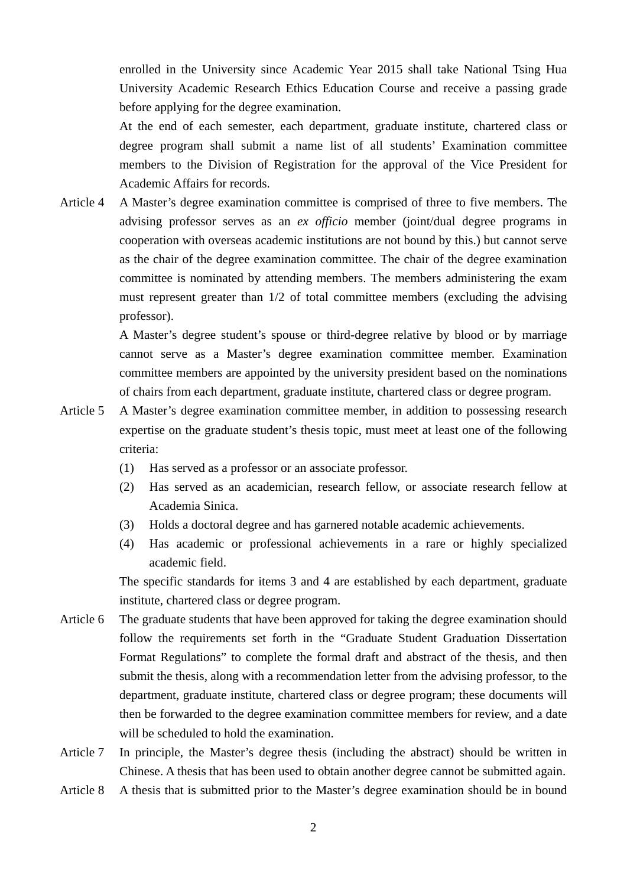enrolled in the University since Academic Year 2015 shall take National Tsing Hua University Academic Research Ethics Education Course and receive a passing grade before applying for the degree examination.

At the end of each semester, each department, graduate institute, chartered class or degree program shall submit a name list of all students' Examination committee members to the Division of Registration for the approval of the Vice President for Academic Affairs for records.

Article 4 A Master's degree examination committee is comprised of three to five members. The advising professor serves as an *ex officio* member (joint/dual degree programs in cooperation with overseas academic institutions are not bound by this.) but cannot serve as the chair of the degree examination committee. The chair of the degree examination committee is nominated by attending members. The members administering the exam must represent greater than 1/2 of total committee members (excluding the advising professor).

A Master's degree student's spouse or third-degree relative by blood or by marriage cannot serve as a Master's degree examination committee member. Examination committee members are appointed by the university president based on the nominations of chairs from each department, graduate institute, chartered class or degree program.

Article 5 A Master's degree examination committee member, in addition to possessing research expertise on the graduate student's thesis topic, must meet at least one of the following criteria:

(1) Has served as a professor or an associate professor.

(2) Has served as an academician, research fellow, or associate research fellow at Academia Sinica.

(3) Holds a doctoral degree and has garnered notable academic achievements.

(4) Has academic or professional achievements in a rare or highly specialized academic field.

The specific standards for items 3 and 4 are established by each department, graduate institute, chartered class or degree program.

Article 6 The graduate students that have been approved for taking the degree examination should follow the requirements set forth in the "Graduate Student Graduation Dissertation Format Regulations" to complete the formal draft and abstract of the thesis, and then submit the thesis, along with a recommendation letter from the advising professor, to the department, graduate institute, chartered class or degree program; these documents will then be forwarded to the degree examination committee members for review, and a date will be scheduled to hold the examination.

Article 7 In principle, the Master's degree thesis (including the abstract) should be written in Chinese. A thesis that has been used to obtain another degree cannot be submitted again.

Article 8 A thesis that is submitted prior to the Master's degree examination should be in bound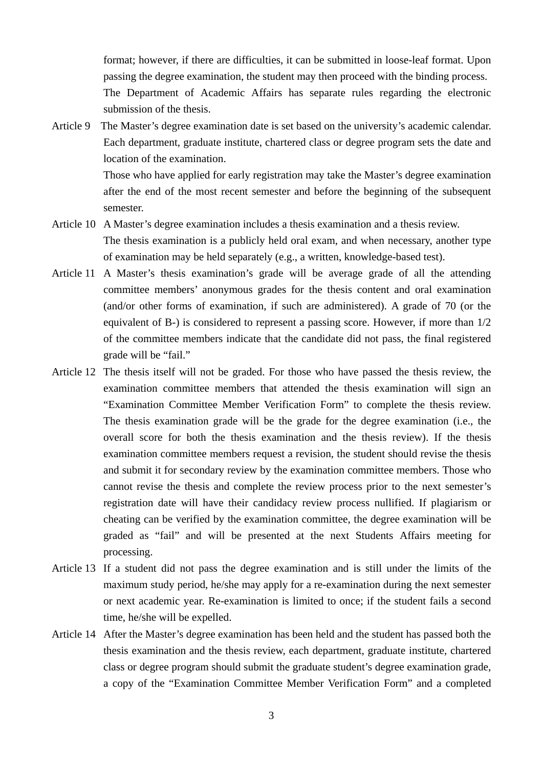format; however, if there are difficulties, it can be submitted in loose-leaf format. Upon passing the degree examination, the student may then proceed with the binding process.

The Department of Academic Affairs has separate rules regarding the electronic submission of the thesis.

Article 9 The Master's degree examination date is set based on the university's academic calendar. Each department, graduate institute, chartered class or degree program sets the date and location of the examination.

Those who have applied for early registration may take the Master's degree examination after the end of the most recent semester and before the beginning of the subsequent semester.

Article 10 A Master's degree examination includes a thesis examination and a thesis review.

The thesis examination is a publicly held oral exam, and when necessary, another type of examination may be held separately (e.g., a written, knowledge-based test).

Article 11 A Master's thesis examination's grade will be average grade of all the attending committee members' anonymous grades for the thesis content and oral examination (and/or other forms of examination, if such are administered). A grade of 70 (or the equivalent of B-) is considered to represent a passing score. However, if more than 1/2 of the committee members indicate that the candidate did not pass, the final registered grade will be "fail."

Article 12 The thesis itself will not be graded. For those who have passed the thesis review, the examination committee members that attended the thesis examination will sign an "Examination Committee Member Verification Form" to complete the thesis review. The thesis examination grade will be the grade for the degree examination (i.e., the overall score for both the thesis examination and the thesis review). If the thesis examination committee members request a revision, the student should revise the thesis and submit it for secondary review by the examination committee members. Those who cannot revise the thesis and complete the review process prior to the next semester's registration date will have their candidacy review process nullified. If plagiarism or cheating can be verified by the examination committee, the degree examination will be graded as "fail" and will be presented at the next Students Affairs meeting for processing.

Article 13 If a student did not pass the degree examination and is still under the limits of the maximum study period, he/she may apply for a re-examination during the next semester or next academic year. Re-examination is limited to once; if the student fails a second time, he/she will be expelled.

Article 14 After the Master's degree examination has been held and the student has passed both the thesis examination and the thesis review, each department, graduate institute, chartered class or degree program should submit the graduate student's degree examination grade, a copy of the "Examination Committee Member Verification Form" and a completed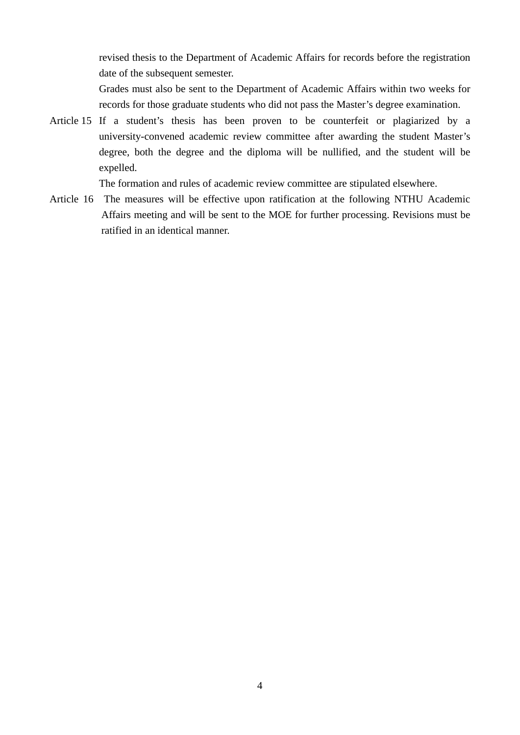revised thesis to the Department of Academic Affairs for records before the registration date of the subsequent semester.

Grades must also be sent to the Department of Academic Affairs within two weeks for records for those graduate students who did not pass the Master's degree examination.

Article 15 If a student's thesis has been proven to be counterfeit or plagiarized by a university-convened academic review committee after awarding the student Master's degree, both the degree and the diploma will be nullified, and the student will be expelled.

The formation and rules of academic review committee are stipulated elsewhere.

Article 16 The measures will be effective upon ratification at the following NTHU Academic Affairs meeting and will be sent to the MOE for further processing. Revisions must be ratified in an identical manner.